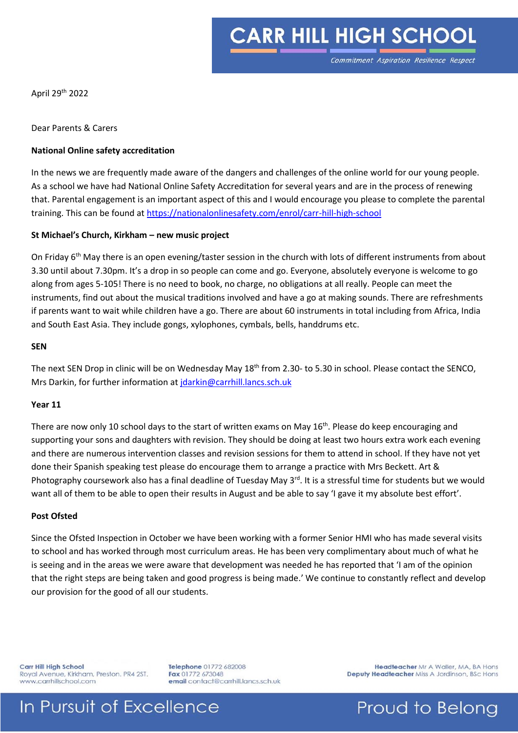# CARR HILL HIGH SCHOOL

*Commitment Aspiration Resilience Respect*

April 29th 2022

Dear Parents & Carers

**National Online safety accreditation**

In the news we are frequently made aware of the dangers and challenges of the online world for our young people. As a school we have had National Online Safety Accreditation for several years and are in the process of renewing that. Parental engagement is an important aspect of this and I would encourage you please to complete the parental training. This can be found at https://nationalonlinesafety.com/enrol/carr-hill-high-school

**St Michael's Church, Kirkham – new music project**

On Friday 6th May there is an open evening/taster session in the church with lots of different instruments from about 3.30 until about 7.30pm. It's a drop in so people can come and go. Everyone, absolutely everyone is welcome to go along from ages 5-105! There is no need to book, no charge, no obligations at all really. People can meet the instruments, find out about the musical traditions involved and have a go at making sounds. There are refreshments if parents want to wait while children have a go. There are about 60 instruments in total including from Africa, India and South East Asia. They include gongs, xylophones, cymbals, bells, handdrums etc.

**SEN**

The next SEN Drop in clinic will be on Wednesday May 18th from 2.30- to 5.30 in school. Please contact the SENCO, Mrs Darkin, for further information at jdarkin@carrhill.lancs.sch.uk

**Year 11**

There are now only 10 school days to the start of written exams on May 16th. Please do keep encouraging and supporting your sons and daughters with revision. They should be doing at least two hours extra work each evening and there are numerous intervention classes and revision sessions for them to attend in school. If they have not yet done their Spanish speaking test please do encourage them to arrange a practice with Mrs Beckett. Art & Photography coursework also has a final deadline of Tuesday May 3rd. It is a stressful time for students but we would want all of them to be able to open their results in August and be able to say 'I gave it my absolute best effort'.

**Post Ofsted**

Since the Ofsted Inspection in October we have been working with a former Senior HMI who has made several visits to school and has worked through most curriculum areas. He has been very complimentary about much of what he is seeing and in the areas we were aware that development was needed he has reported that 'I am of the opinion that the right steps are being taken and good progress is being made.' We continue to constantly reflect and develop our provision for the good of all our students.

**Carr Hill High School**
Royal Avenue, Kirkham, Preston. PR4 2ST.
www.carrhillschool.com

**Telephone** 01772 682008
**Fax** 01772 673048
**email** contact@carrhill.lancs.sch.uk

**Headteacher** Mr A Waller, MA, BA Hons
**Deputy Headteacher** Miss A Jordinson, BSc Hons

In Pursuit of Excellence — Proud to Belong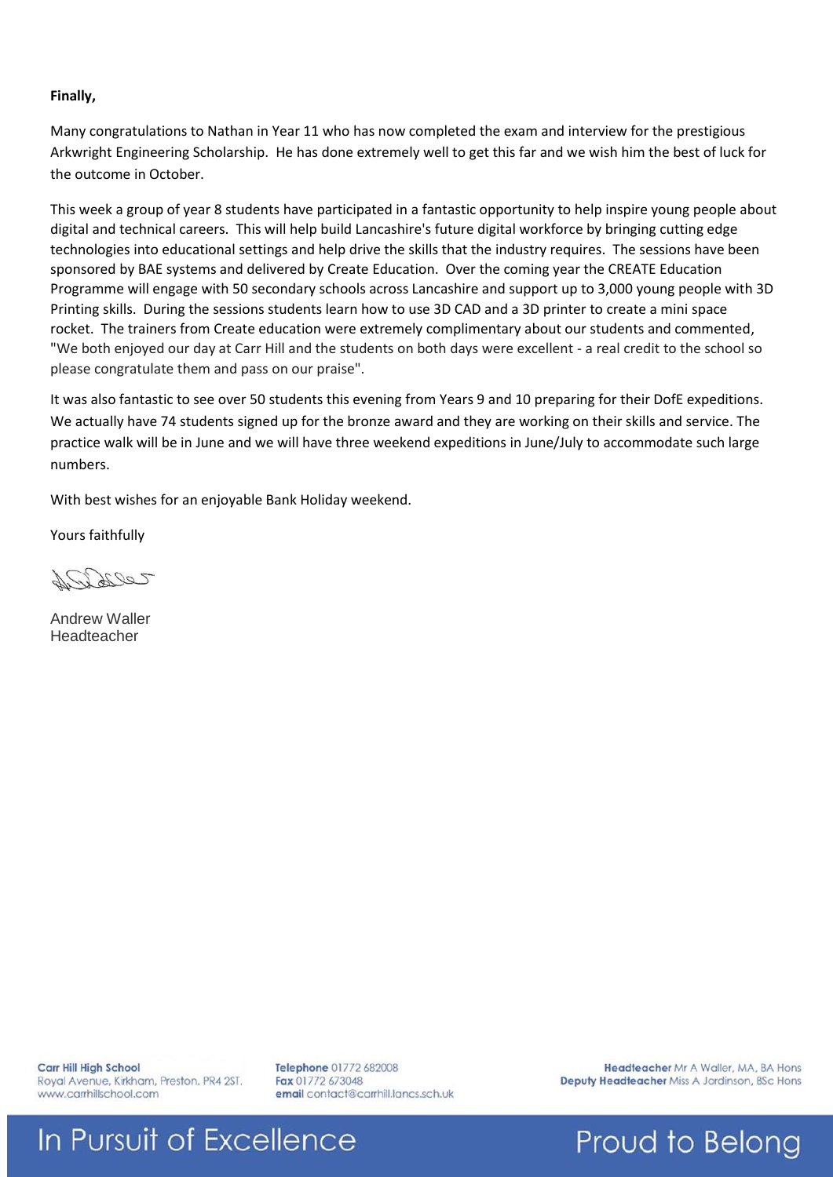**Finally,**

Many congratulations to Nathan in Year 11 who has now completed the exam and interview for the prestigious Arkwright Engineering Scholarship. He has done extremely well to get this far and we wish him the best of luck for the outcome in October.

This week a group of year 8 students have participated in a fantastic opportunity to help inspire young people about digital and technical careers. This will help build Lancashire's future digital workforce by bringing cutting edge technologies into educational settings and help drive the skills that the industry requires. The sessions have been sponsored by BAE systems and delivered by Create Education. Over the coming year the CREATE Education Programme will engage with 50 secondary schools across Lancashire and support up to 3,000 young people with 3D Printing skills. During the sessions students learn how to use 3D CAD and a 3D printer to create a mini space rocket. The trainers from Create education were extremely complimentary about our students and commented, "We both enjoyed our day at Carr Hill and the students on both days were excellent - a real credit to the school so please congratulate them and pass on our praise".

It was also fantastic to see over 50 students this evening from Years 9 and 10 preparing for their DofE expeditions. We actually have 74 students signed up for the bronze award and they are working on their skills and service. The practice walk will be in June and we will have three weekend expeditions in June/July to accommodate such large numbers.

With best wishes for an enjoyable Bank Holiday weekend.

Yours faithfully

Andrew Waller
Headteacher

**Carr Hill High School**
Royal Avenue, Kirkham, Preston. PR4 2ST.
www.carrhillschool.com

**Telephone** 01772 682008
**Fax** 01772 673048
**email** contact@carrhill.lancs.sch.uk

**Headteacher** Mr A Waller, MA, BA Hons
**Deputy Headteacher** Miss A Jordinson, BSc Hons

In Pursuit of Excellence

Proud to Belong